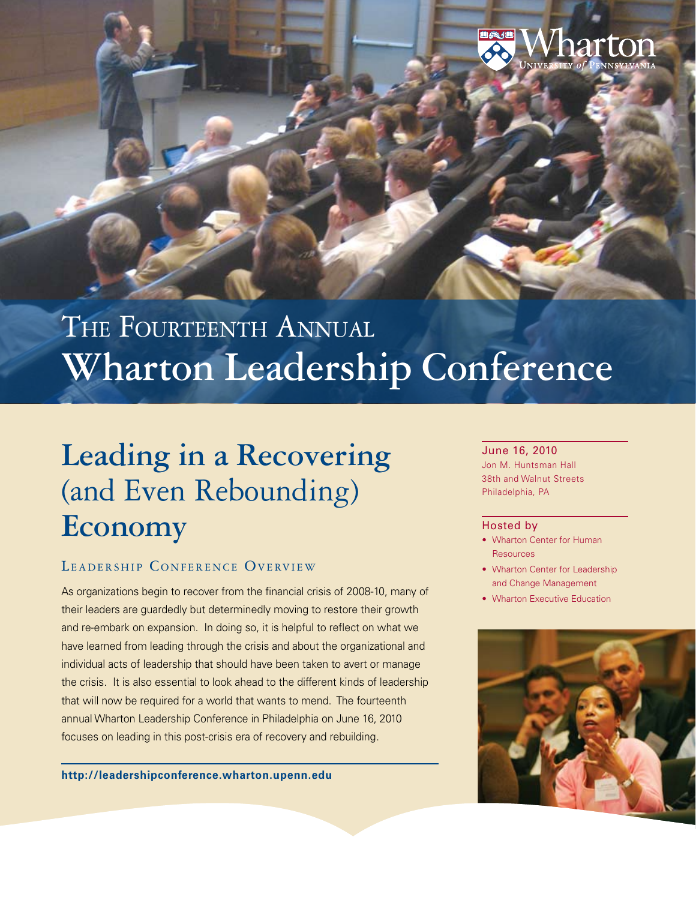# The Fourteenth Annual Wharton Leadership Conference

# Leading in a Recovering (and Even Rebounding) Economy

## Leadership Conference Overview

As organizations begin to recover from the financial crisis of 2008-10, many of their leaders are guardedly but determinedly moving to restore their growth and re-embark on expansion. In doing so, it is helpful to reflect on what we have learned from leading through the crisis and about the organizational and individual acts of leadership that should have been taken to avert or manage the crisis. It is also essential to look ahead to the different kinds of leadership that will now be required for a world that wants to mend. The fourteenth annual Wharton Leadership Conference in Philadelphia on June 16, 2010 focuses on leading in this post-crisis era of recovery and rebuilding.

**http://leadershipconference.wharton.upenn.edu**

**June 16, 2010**
Jon M. Huntsman Hall
38th and Walnut Streets
Philadelphia, PA

**Hosted by**

- Wharton Center for Human Resources
- Wharton Center for Leadership and Change Management
- Wharton Executive Education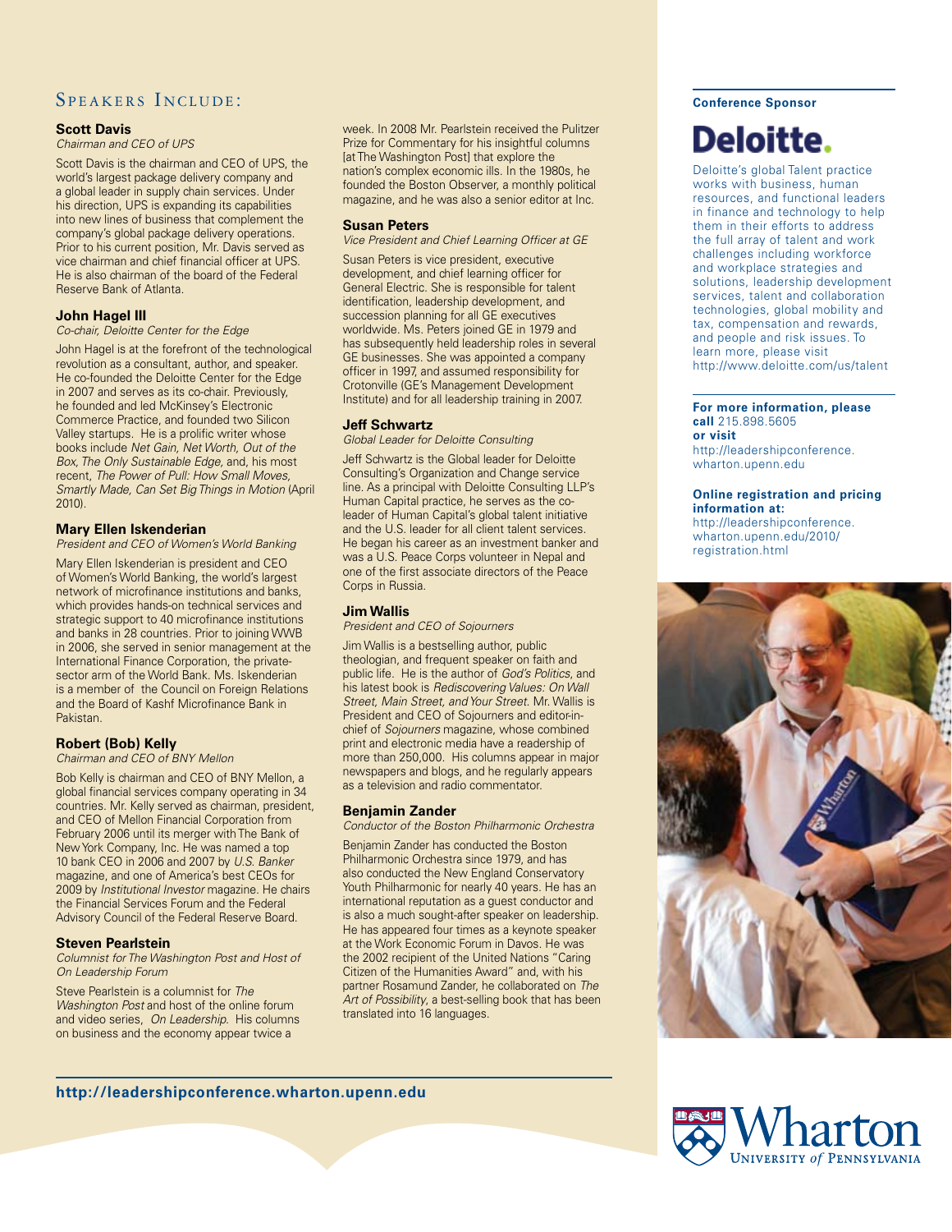## Speakers Include:

### Scott Davis
*Chairman and CEO of UPS*

Scott Davis is the chairman and CEO of UPS, the world's largest package delivery company and a global leader in supply chain services. Under his direction, UPS is expanding its capabilities into new lines of business that complement the company's global package delivery operations. Prior to his current position, Mr. Davis served as vice chairman and chief financial officer at UPS. He is also chairman of the board of the Federal Reserve Bank of Atlanta.

### John Hagel III
*Co-chair, Deloitte Center for the Edge*

John Hagel is at the forefront of the technological revolution as a consultant, author, and speaker. He co-founded the Deloitte Center for the Edge in 2007 and serves as its co-chair. Previously, he founded and led McKinsey's Electronic Commerce Practice, and founded two Silicon Valley startups. He is a prolific writer whose books include *Net Gain, Net Worth, Out of the Box, The Only Sustainable Edge,* and, his most recent, *The Power of Pull: How Small Moves, Smartly Made, Can Set Big Things in Motion* (April 2010).

### Mary Ellen Iskenderian
*President and CEO of Women's World Banking*

Mary Ellen Iskenderian is president and CEO of Women's World Banking, the world's largest network of microfinance institutions and banks, which provides hands-on technical services and strategic support to 40 microfinance institutions and banks in 28 countries. Prior to joining WWB in 2006, she served in senior management at the International Finance Corporation, the private-sector arm of the World Bank. Ms. Iskenderian is a member of the Council on Foreign Relations and the Board of Kashf Microfinance Bank in Pakistan.

### Robert (Bob) Kelly
*Chairman and CEO of BNY Mellon*

Bob Kelly is chairman and CEO of BNY Mellon, a global financial services company operating in 34 countries. Mr. Kelly served as chairman, president, and CEO of Mellon Financial Corporation from February 2006 until its merger with The Bank of New York Company, Inc. He was named a top 10 bank CEO in 2006 and 2007 by *U.S. Banker* magazine, and one of America's best CEOs for 2009 by *Institutional Investor* magazine. He chairs the Financial Services Forum and the Federal Advisory Council of the Federal Reserve Board.

### Steven Pearlstein
*Columnist for The Washington Post and Host of On Leadership Forum*

Steve Pearlstein is a columnist for *The Washington Post* and host of the online forum and video series, *On Leadership.* His columns on business and the economy appear twice a week. In 2008 Mr. Pearlstein received the Pulitzer Prize for Commentary for his insightful columns [at The Washington Post] that explore the nation's complex economic ills. In the 1980s, he founded the Boston Observer, a monthly political magazine, and he was also a senior editor at Inc.

### Susan Peters
*Vice President and Chief Learning Officer at GE*

Susan Peters is vice president, executive development, and chief learning officer for General Electric. She is responsible for talent identification, leadership development, and succession planning for all GE executives worldwide. Ms. Peters joined GE in 1979 and has subsequently held leadership roles in several GE businesses. She was appointed a company officer in 1997, and assumed responsibility for Crotonville (GE's Management Development Institute) and for all leadership training in 2007.

### Jeff Schwartz
*Global Leader for Deloitte Consulting*

Jeff Schwartz is the Global leader for Deloitte Consulting's Organization and Change service line. As a principal with Deloitte Consulting LLP's Human Capital practice, he serves as the co-leader of Human Capital's global talent initiative and the U.S. leader for all client talent services. He began his career as an investment banker and was a U.S. Peace Corps volunteer in Nepal and one of the first associate directors of the Peace Corps in Russia.

### Jim Wallis
*President and CEO of Sojourners*

Jim Wallis is a bestselling author, public theologian, and frequent speaker on faith and public life. He is the author of *God's Politics,* and his latest book is *Rediscovering Values: On Wall Street, Main Street, and Your Street.* Mr. Wallis is President and CEO of Sojourners and editor-in-chief of *Sojourners* magazine, whose combined print and electronic media have a readership of more than 250,000. His columns appear in major newspapers and blogs, and he regularly appears as a television and radio commentator.

### Benjamin Zander
*Conductor of the Boston Philharmonic Orchestra*

Benjamin Zander has conducted the Boston Philharmonic Orchestra since 1979, and has also conducted the New England Conservatory Youth Philharmonic for nearly 40 years. He has an international reputation as a guest conductor and is also a much sought-after speaker on leadership. He has appeared four times as a keynote speaker at the Work Economic Forum in Davos. He was the 2002 recipient of the United Nations "Caring Citizen of the Humanities Award" and, with his partner Rosamund Zander, he collaborated on *The Art of Possibility,* a best-selling book that has been translated into 16 languages.

**Conference Sponsor**

**Deloitte.**

Deloitte's global Talent practice works with business, human resources, and functional leaders in finance and technology to help them in their efforts to address the full array of talent and work challenges including workforce and workplace strategies and solutions, leadership development services, talent and collaboration technologies, global mobility and tax, compensation and rewards, and people and risk issues. To learn more, please visit http://www.deloitte.com/us/talent

**For more information, please call** 215.898.5605 **or visit** http://leadershipconference.wharton.upenn.edu

**Online registration and pricing information at:** http://leadershipconference.wharton.upenn.edu/2010/registration.html

**http://leadershipconference.wharton.upenn.edu**

Wharton UNIVERSITY *of* PENNSYLVANIA